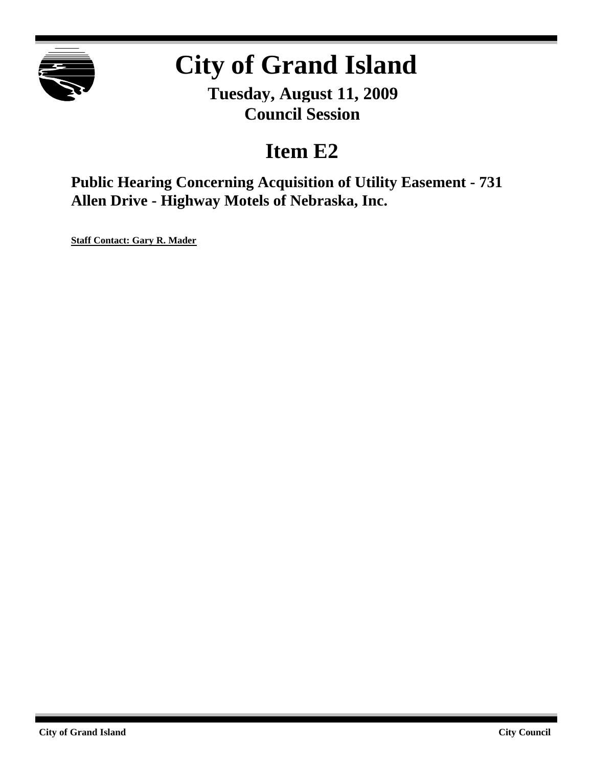# City of Grand Island

**Tuesday, August 11, 2009**
**Council Session**

## Item E2

**Public Hearing Concerning Acquisition of Utility Easement - 731 Allen Drive - Highway Motels of Nebraska, Inc.**

**Staff Contact: Gary R. Mader**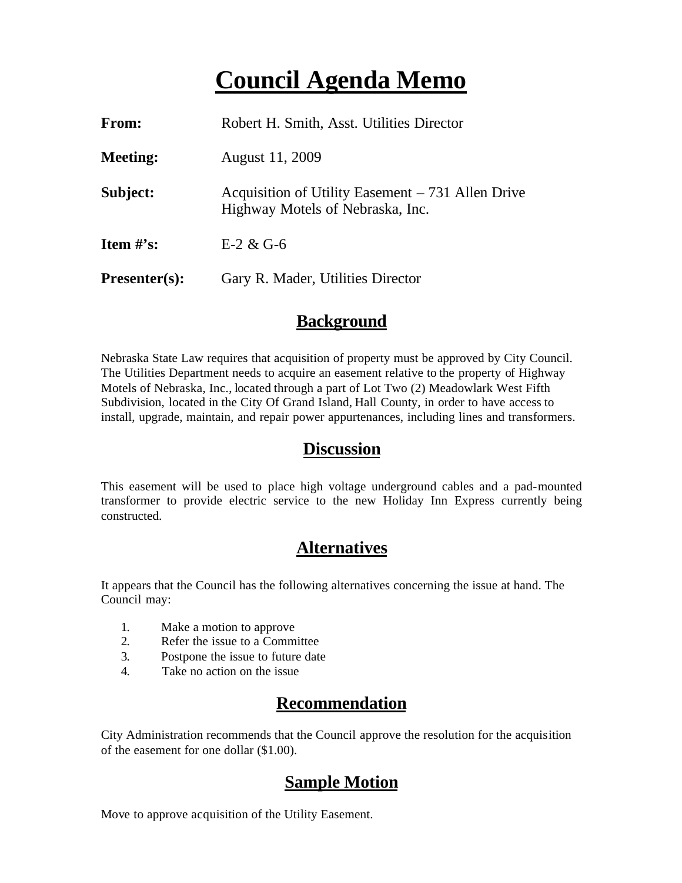# Council Agenda Memo

**From:** Robert H. Smith, Asst. Utilities Director

**Meeting:** August 11, 2009

**Subject:** Acquisition of Utility Easement – 731 Allen Drive Highway Motels of Nebraska, Inc.

**Item #'s:** E-2 & G-6

**Presenter(s):** Gary R. Mader, Utilities Director

## Background

Nebraska State Law requires that acquisition of property must be approved by City Council. The Utilities Department needs to acquire an easement relative to the property of Highway Motels of Nebraska, Inc., located through a part of Lot Two (2) Meadowlark West Fifth Subdivision, located in the City Of Grand Island, Hall County, in order to have access to install, upgrade, maintain, and repair power appurtenances, including lines and transformers.

## Discussion

This easement will be used to place high voltage underground cables and a pad-mounted transformer to provide electric service to the new Holiday Inn Express currently being constructed.

## Alternatives

It appears that the Council has the following alternatives concerning the issue at hand. The Council may:

1. Make a motion to approve
2. Refer the issue to a Committee
3. Postpone the issue to future date
4. Take no action on the issue

## Recommendation

City Administration recommends that the Council approve the resolution for the acquisition of the easement for one dollar ($1.00).

## Sample Motion

Move to approve acquisition of the Utility Easement.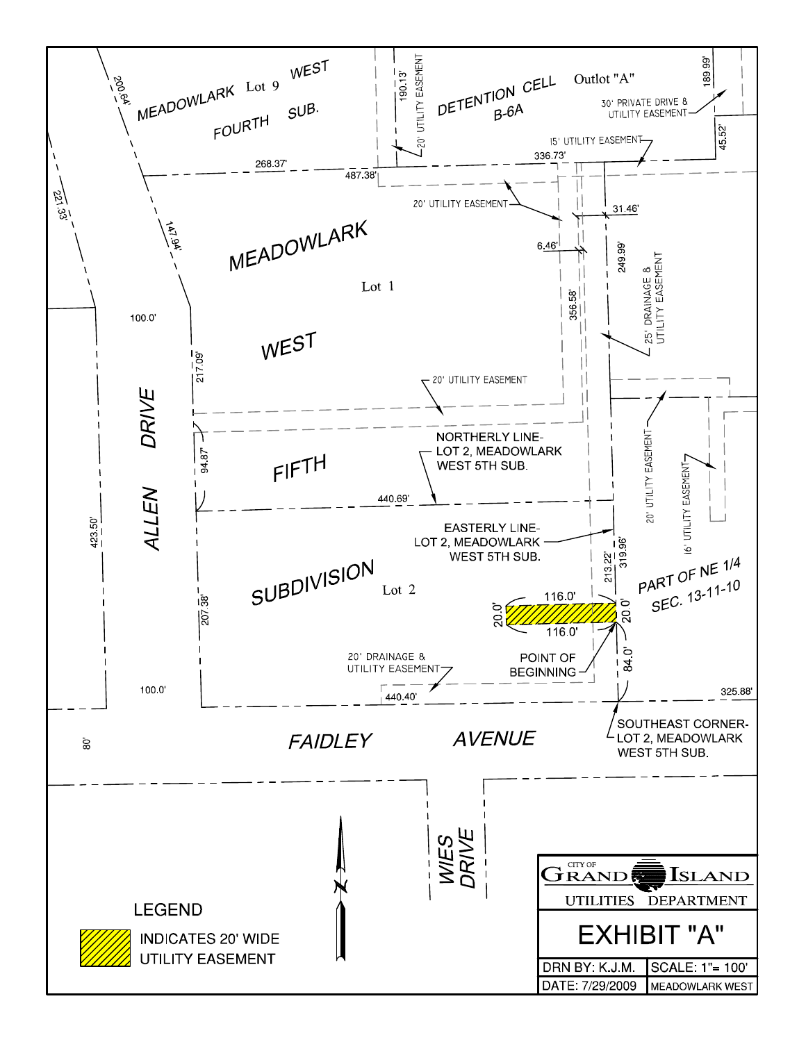MEADOWLARK Lot 9 WEST FOURTH SUB.

DETENTION CELL B-6A

Outlot "A"

30' PRIVATE DRIVE & UTILITY EASEMENT

15' UTILITY EASEMENT

20' UTILITY EASEMENT

190.13'

189.99'

45.52'

200.64'

221.33'

268.37'

487.38'

336.73'

20' UTILITY EASEMENT

31.46'

6.46'

147.94'

MEADOWLARK

Lot 1

WEST

356.58'

249.99'

25' DRAINAGE & UTILITY EASEMENT

100.0'

217.09'

20' UTILITY EASEMENT

ALLEN DRIVE

FIFTH

94.87'

NORTHERLY LINE- LOT 2, MEADOWLARK WEST 5TH SUB.

440.69'

20' UTILITY EASEMENT

16' UTILITY EASEMENT

EASTERLY LINE- LOT 2, MEADOWLARK WEST 5TH SUB.

423.50'

SUBDIVISION

Lot 2

213.22'

319.96'

PART OF NE 1/4 SEC. 13-11-10

207.38'

20.0'

116.0'

116.0'

20.0'

20' DRAINAGE & UTILITY EASEMENT

POINT OF BEGINNING

84.0'

100.0'

440.40'

325.88'

SOUTHEAST CORNER- LOT 2, MEADOWLARK WEST 5TH SUB.

80'

FAIDLEY AVENUE

WIES DRIVE

N

LEGEND

INDICATES 20' WIDE UTILITY EASEMENT

CITY OF GRAND ISLAND

UTILITIES DEPARTMENT

EXHIBIT "A"

| | |
|---|---|
| DRN BY: K.J.M. | SCALE: 1"= 100' |
| DATE: 7/29/2009 | MEADOWLARK WEST |